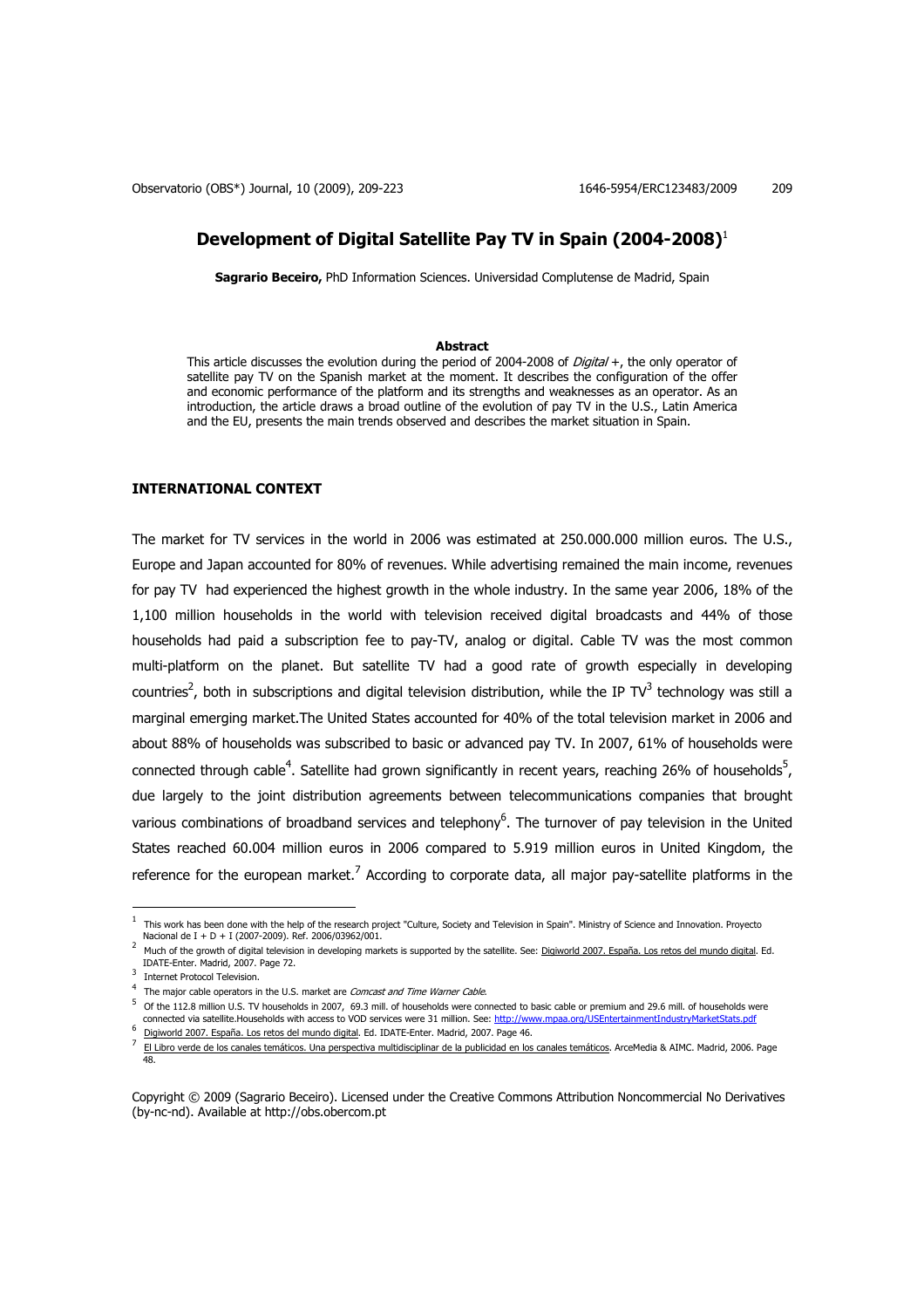# Development of Digital Satellite Pay TV in Spain (2004-2008)[1]

**Sagrario Beceiro,** PhD Information Sciences. Universidad Complutense de Madrid, Spain

**Abstract**

This article discusses the evolution during the period of 2004-2008 of *Digital +*, the only operator of satellite pay TV on the Spanish market at the moment. It describes the configuration of the offer and economic performance of the platform and its strengths and weaknesses as an operator. As an introduction, the article draws a broad outline of the evolution of pay TV in the U.S., Latin America and the EU, presents the main trends observed and describes the market situation in Spain.

## INTERNATIONAL CONTEXT

The market for TV services in the world in 2006 was estimated at 250.000.000 million euros. The U.S., Europe and Japan accounted for 80% of revenues. While advertising remained the main income, revenues for pay TV had experienced the highest growth in the whole industry. In the same year 2006, 18% of the 1,100 million households in the world with television received digital broadcasts and 44% of those households had paid a subscription fee to pay-TV, analog or digital. Cable TV was the most common multi-platform on the planet. But satellite TV had a good rate of growth especially in developing countries[2], both in subscriptions and digital television distribution, while the IP TV[3] technology was still a marginal emerging market.The United States accounted for 40% of the total television market in 2006 and about 88% of households was subscribed to basic or advanced pay TV. In 2007, 61% of households were connected through cable[4]. Satellite had grown significantly in recent years, reaching 26% of households[5], due largely to the joint distribution agreements between telecommunications companies that brought various combinations of broadband services and telephony[6]. The turnover of pay television in the United States reached 60.004 million euros in 2006 compared to 5.919 million euros in United Kingdom, the reference for the european market.[7] According to corporate data, all major pay-satellite platforms in the

---

[1] This work has been done with the help of the research project "Culture, Society and Television in Spain". Ministry of Science and Innovation. Proyecto Nacional de I + D + I (2007-2009). Ref. 2006/03962/001.

[2] Much of the growth of digital television in developing markets is supported by the satellite. See: Digiworld 2007. España. Los retos del mundo digital. Ed. IDATE-Enter. Madrid, 2007. Page 72.

[3] Internet Protocol Television.

[4] The major cable operators in the U.S. market are *Comcast and Time Warner Cable*.

[5] Of the 112.8 million U.S. TV households in 2007, 69.3 mill. of households were connected to basic cable or premium and 29.6 mill. of households were connected via satellite.Households with access to VOD services were 31 million. See: http://www.mpaa.org/USEntertainmentIndustryMarketStats.pdf

[6] Digiworld 2007. España. Los retos del mundo digital. Ed. IDATE-Enter. Madrid, 2007. Page 46.

[7] El Libro verde de los canales temáticos. Una perspectiva multidisciplinar de la publicidad en los canales temáticos. ArceMedia & AIMC. Madrid, 2006. Page 48.

Copyright © 2009 (Sagrario Beceiro). Licensed under the Creative Commons Attribution Noncommercial No Derivatives (by-nc-nd). Available at http://obs.obercom.pt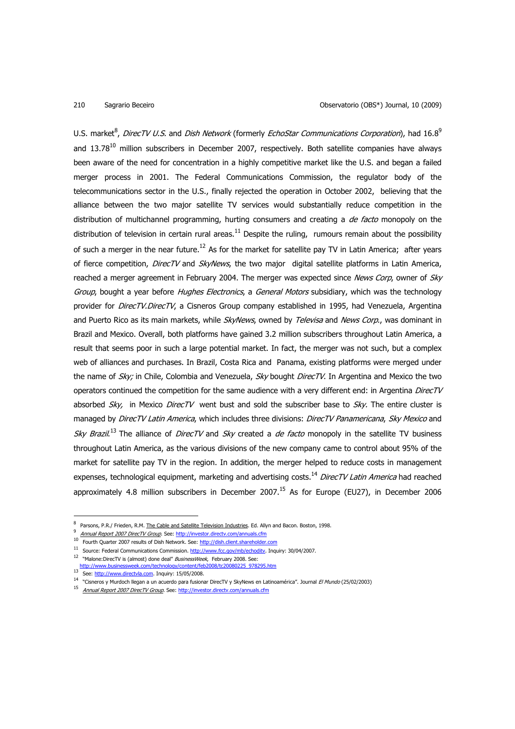U.S. market[8], *DirecTV U.S.* and *Dish Network* (formerly *EchoStar Communications Corporation*), had 16.8[9] and 13.78[10] million subscribers in December 2007, respectively. Both satellite companies have always been aware of the need for concentration in a highly competitive market like the U.S. and began a failed merger process in 2001. The Federal Communications Commission, the regulator body of the telecommunications sector in the U.S., finally rejected the operation in October 2002, believing that the alliance between the two major satellite TV services would substantially reduce competition in the distribution of multichannel programming, hurting consumers and creating a *de facto* monopoly on the distribution of television in certain rural areas.[11] Despite the ruling, rumours remain about the possibility of such a merger in the near future.[12] As for the market for satellite pay TV in Latin America; after years of fierce competition, *DirecTV* and *SkyNews*, the two major digital satellite platforms in Latin America, reached a merger agreement in February 2004. The merger was expected since *News Corp*, owner of *Sky Group*, bought a year before *Hughes Electronics*, a *General Motors* subsidiary, which was the technology provider for *DirecTV.DirecTV*, a Cisneros Group company established in 1995, had Venezuela, Argentina and Puerto Rico as its main markets, while *SkyNews*, owned by *Televisa* and *News Corp.*, was dominant in Brazil and Mexico. Overall, both platforms have gained 3.2 million subscribers throughout Latin America, a result that seems poor in such a large potential market. In fact, the merger was not such, but a complex web of alliances and purchases. In Brazil, Costa Rica and Panama, existing platforms were merged under the name of *Sky;* in Chile, Colombia and Venezuela, *Sky* bought *DirecTV*. In Argentina and Mexico the two operators continued the competition for the same audience with a very different end: in Argentina *DirecTV* absorbed *Sky,* in Mexico *DirecTV* went bust and sold the subscriber base to *Sky.* The entire cluster is managed by *DirecTV Latin America*, which includes three divisions: *DirecTV Panamericana*, *Sky Mexico* and *Sky Brazil*.[13] The alliance of *DirecTV* and *Sky* created a *de facto* monopoly in the satellite TV business throughout Latin America, as the various divisions of the new company came to control about 95% of the market for satellite pay TV in the region. In addition, the merger helped to reduce costs in management expenses, technological equipment, marketing and advertising costs.[14] *DirecTV Latin America* had reached approximately 4.8 million subscribers in December 2007.[15] As for Europe (EU27), in December 2006

---

[8] Parsons, P.R./ Frieden, R.M. The Cable and Satellite Television Industries. Ed. Allyn and Bacon. Boston, 1998.

[9] *Annual Report 2007 DirecTV Group*. See: http://investor.directv.com/annuals.cfm

[10] Fourth Quarter 2007 results of Dish Network. See: http://dish.client.shareholder.com

[11] Source: Federal Communications Commission. http://www.fcc.gov/mb/echoditv. Inquiry: 30/04/2007.

[12] "Malone:DirecTV is (almost) done deal" *BusinessWeek*, February 2008. See: http://www.businessweek.com/technology/content/feb2008/tc20080225_978295.htm

[13] See: http://www.directvla.com. Inquiry: 15/05/2008.

[14] "Cisneros y Murdoch llegan a un acuerdo para fusionar DirecTV y SkyNews en Latinoamérica". Journal *El Mundo* (25/02/2003)

[15] *Annual Report 2007 DirecTV Group*. See: http://investor.directv.com/annuals.cfm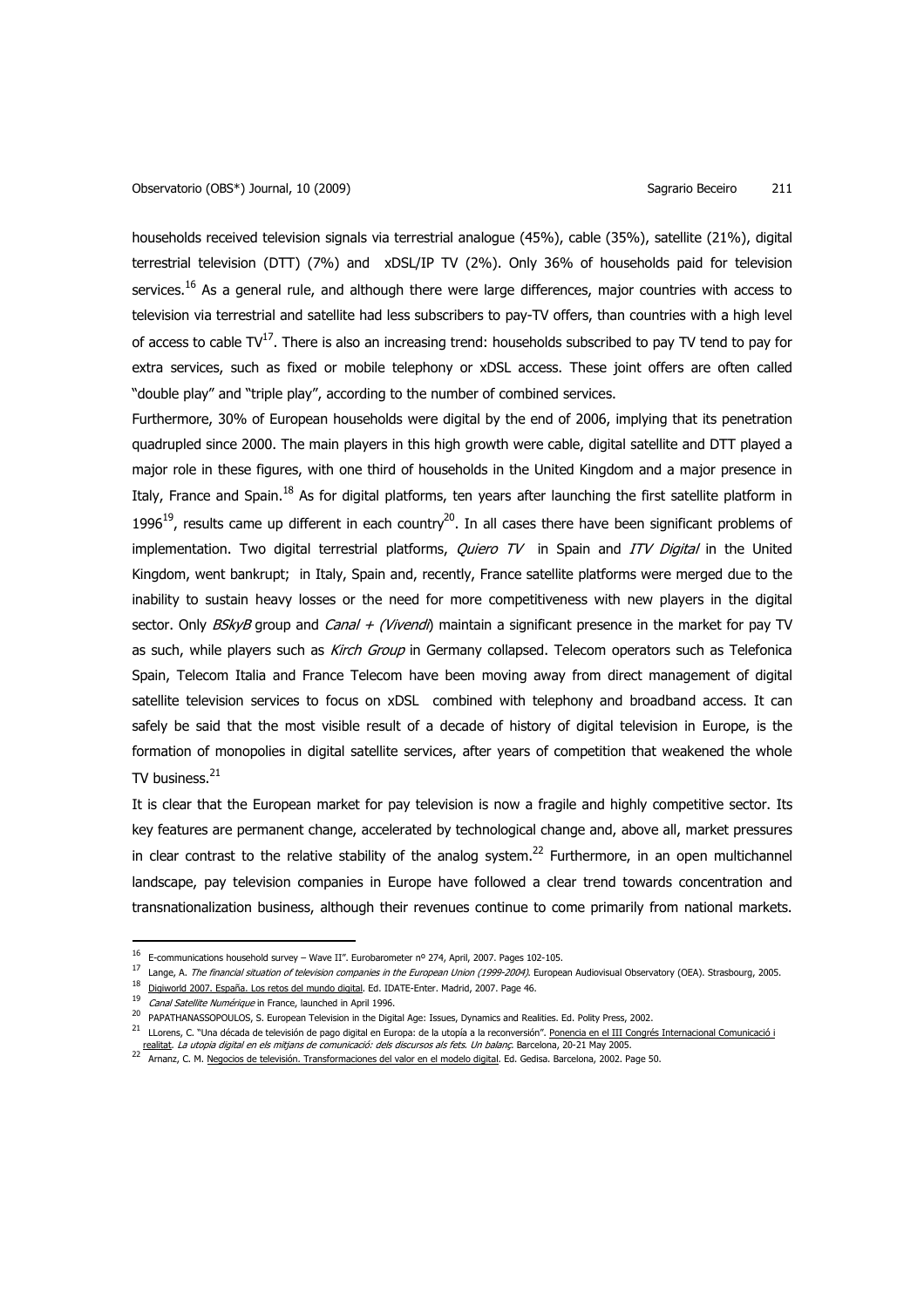households received television signals via terrestrial analogue (45%), cable (35%), satellite (21%), digital terrestrial television (DTT) (7%) and xDSL/IP TV (2%). Only 36% of households paid for television services.[16] As a general rule, and although there were large differences, major countries with access to television via terrestrial and satellite had less subscribers to pay-TV offers, than countries with a high level of access to cable TV[17]. There is also an increasing trend: households subscribed to pay TV tend to pay for extra services, such as fixed or mobile telephony or xDSL access. These joint offers are often called "double play" and "triple play", according to the number of combined services.

Furthermore, 30% of European households were digital by the end of 2006, implying that its penetration quadrupled since 2000. The main players in this high growth were cable, digital satellite and DTT played a major role in these figures, with one third of households in the United Kingdom and a major presence in Italy, France and Spain.[18] As for digital platforms, ten years after launching the first satellite platform in 1996[19], results came up different in each country[20]. In all cases there have been significant problems of implementation. Two digital terrestrial platforms, *Quiero TV* in Spain and *ITV Digital* in the United Kingdom, went bankrupt; in Italy, Spain and, recently, France satellite platforms were merged due to the inability to sustain heavy losses or the need for more competitiveness with new players in the digital sector. Only *BSkyB* group and *Canal + (Vivendi)* maintain a significant presence in the market for pay TV as such, while players such as *Kirch Group* in Germany collapsed. Telecom operators such as Telefonica Spain, Telecom Italia and France Telecom have been moving away from direct management of digital satellite television services to focus on xDSL combined with telephony and broadband access. It can safely be said that the most visible result of a decade of history of digital television in Europe, is the formation of monopolies in digital satellite services, after years of competition that weakened the whole TV business.[21]

It is clear that the European market for pay television is now a fragile and highly competitive sector. Its key features are permanent change, accelerated by technological change and, above all, market pressures in clear contrast to the relative stability of the analog system.[22] Furthermore, in an open multichannel landscape, pay television companies in Europe have followed a clear trend towards concentration and transnationalization business, although their revenues continue to come primarily from national markets.

---

[16] E-communications household survey – Wave II". Eurobarometer nº 274, April, 2007. Pages 102-105.

[17] Lange, A. *The financial situation of television companies in the European Union (1999-2004)*. European Audiovisual Observatory (OEA). Strasbourg, 2005.

[18] Digiworld 2007. España. Los retos del mundo digital. Ed. IDATE-Enter. Madrid, 2007. Page 46.

[19] *Canal Satellite Numérique* in France, launched in April 1996.

[20] PAPATHANASSOPOULOS, S. European Television in the Digital Age: Issues, Dynamics and Realities. Ed. Polity Press, 2002.

[21] LLorens, C. "Una década de televisión de pago digital en Europa: de la utopía a la reconversión". Ponencia en el III Congrés Internacional Comunicació i realitat. *La utopia digital en els mitjans de comunicació: dels discursos als fets. Un balanç*. Barcelona, 20-21 May 2005.

[22] Arnanz, C. M. Negocios de televisión. Transformaciones del valor en el modelo digital. Ed. Gedisa. Barcelona, 2002. Page 50.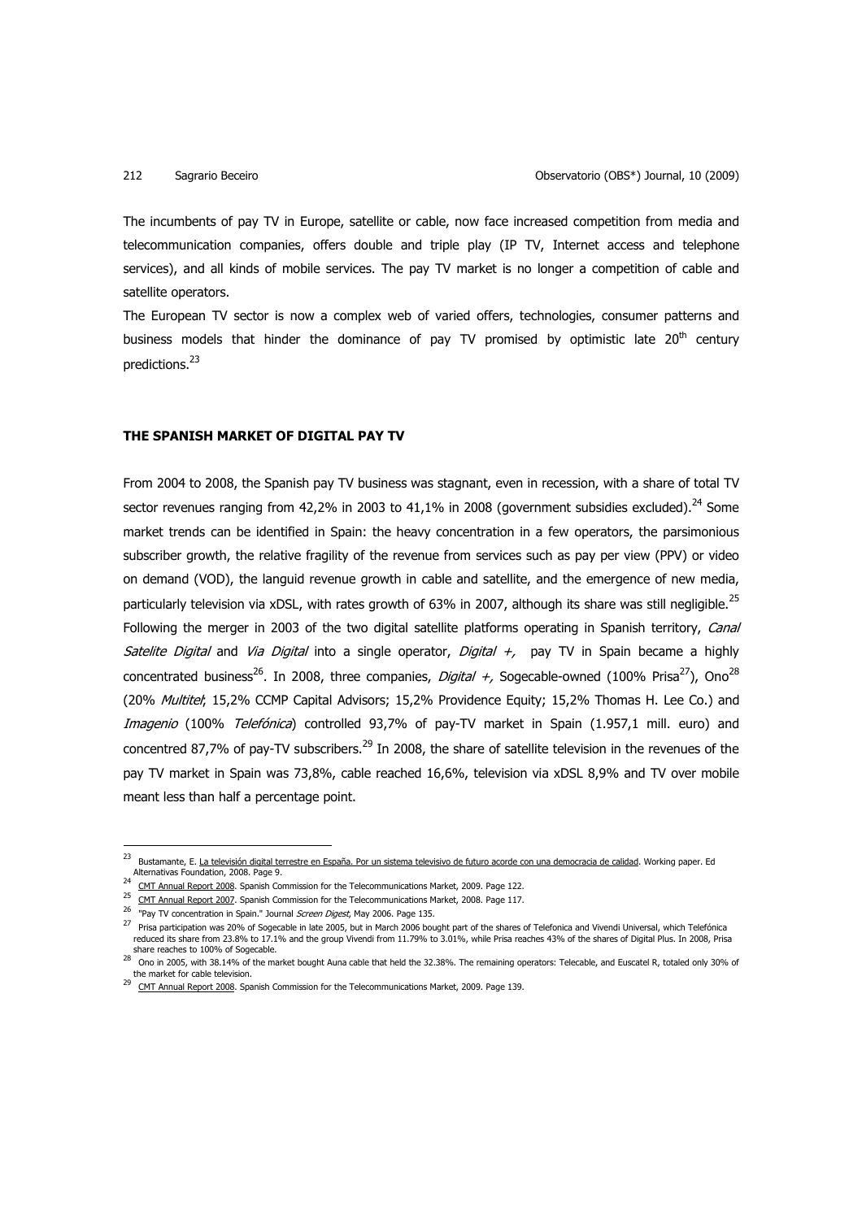The incumbents of pay TV in Europe, satellite or cable, now face increased competition from media and telecommunication companies, offers double and triple play (IP TV, Internet access and telephone services), and all kinds of mobile services. The pay TV market is no longer a competition of cable and satellite operators.

The European TV sector is now a complex web of varied offers, technologies, consumer patterns and business models that hinder the dominance of pay TV promised by optimistic late 20th century predictions.[23]

## THE SPANISH MARKET OF DIGITAL PAY TV

From 2004 to 2008, the Spanish pay TV business was stagnant, even in recession, with a share of total TV sector revenues ranging from 42,2% in 2003 to 41,1% in 2008 (government subsidies excluded).[24] Some market trends can be identified in Spain: the heavy concentration in a few operators, the parsimonious subscriber growth, the relative fragility of the revenue from services such as pay per view (PPV) or video on demand (VOD), the languid revenue growth in cable and satellite, and the emergence of new media, particularly television via xDSL, with rates growth of 63% in 2007, although its share was still negligible.[25] Following the merger in 2003 of the two digital satellite platforms operating in Spanish territory, *Canal Satelite Digital* and *Via Digital* into a single operator, *Digital +,* pay TV in Spain became a highly concentrated business[26]. In 2008, three companies, *Digital +,* Sogecable-owned (100% Prisa[27]), Ono[28] (20% *Multitel*; 15,2% CCMP Capital Advisors; 15,2% Providence Equity; 15,2% Thomas H. Lee Co.) and *Imagenio* (100% *Telefónica*) controlled 93,7% of pay-TV market in Spain (1.957,1 mill. euro) and concentred 87,7% of pay-TV subscribers.[29] In 2008, the share of satellite television in the revenues of the pay TV market in Spain was 73,8%, cable reached 16,6%, television via xDSL 8,9% and TV over mobile meant less than half a percentage point.

---

[23] Bustamante, E. La televisión digital terrestre en España. Por un sistema televisivo de futuro acorde con una democracia de calidad. Working paper. Ed Alternativas Foundation, 2008. Page 9.

[24] CMT Annual Report 2008. Spanish Commission for the Telecommunications Market, 2009. Page 122.

[25] CMT Annual Report 2007. Spanish Commission for the Telecommunications Market, 2008. Page 117.

[26] "Pay TV concentration in Spain." Journal *Screen Digest*, May 2006. Page 135.

[27] Prisa participation was 20% of Sogecable in late 2005, but in March 2006 bought part of the shares of Telefonica and Vivendi Universal, which Telefónica reduced its share from 23.8% to 17.1% and the group Vivendi from 11.79% to 3.01%, while Prisa reaches 43% of the shares of Digital Plus. In 2008, Prisa share reaches to 100% of Sogecable.

[28] Ono in 2005, with 38.14% of the market bought Auna cable that held the 32.38%. The remaining operators: Telecable, and Euscatel R, totaled only 30% of the market for cable television.

[29] CMT Annual Report 2008. Spanish Commission for the Telecommunications Market, 2009. Page 139.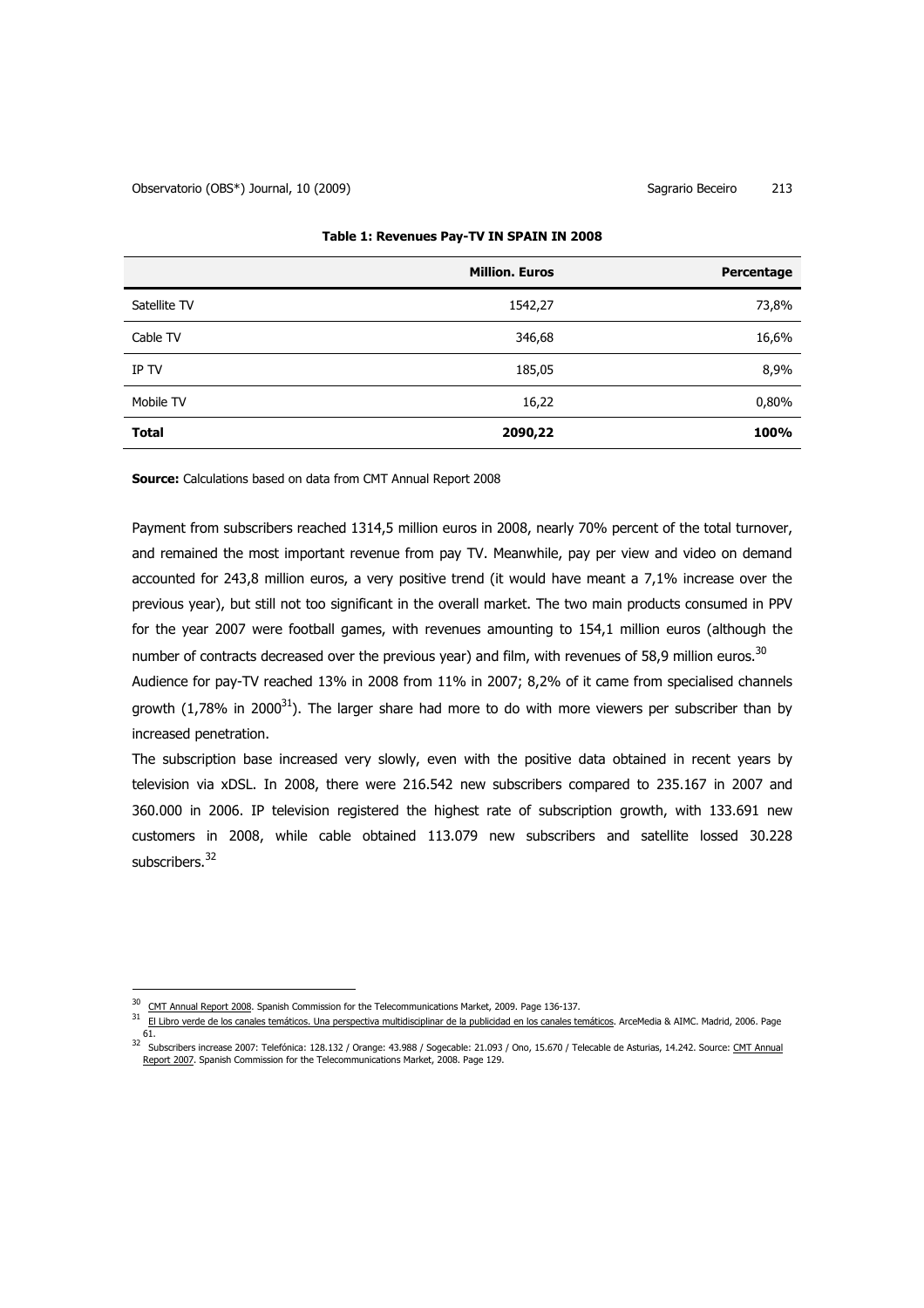**Table 1: Revenues Pay-TV IN SPAIN IN 2008**

| | Million. Euros | Percentage |
|---|---|---|
| Satellite TV | 1542,27 | 73,8% |
| Cable TV | 346,68 | 16,6% |
| IP TV | 185,05 | 8,9% |
| Mobile TV | 16,22 | 0,80% |
| **Total** | **2090,22** | **100%** |

**Source:** Calculations based on data from CMT Annual Report 2008

Payment from subscribers reached 1314,5 million euros in 2008, nearly 70% percent of the total turnover, and remained the most important revenue from pay TV. Meanwhile, pay per view and video on demand accounted for 243,8 million euros, a very positive trend (it would have meant a 7,1% increase over the previous year), but still not too significant in the overall market. The two main products consumed in PPV for the year 2007 were football games, with revenues amounting to 154,1 million euros (although the number of contracts decreased over the previous year) and film, with revenues of 58,9 million euros.[30]

Audience for pay-TV reached 13% in 2008 from 11% in 2007; 8,2% of it came from specialised channels growth (1,78% in 2000[31]). The larger share had more to do with more viewers per subscriber than by increased penetration.

The subscription base increased very slowly, even with the positive data obtained in recent years by television via xDSL. In 2008, there were 216.542 new subscribers compared to 235.167 in 2007 and 360.000 in 2006. IP television registered the highest rate of subscription growth, with 133.691 new customers in 2008, while cable obtained 113.079 new subscribers and satellite lossed 30.228 subscribers.[32]

---

[30] CMT Annual Report 2008. Spanish Commission for the Telecommunications Market, 2009. Page 136-137.

[31] El Libro verde de los canales temáticos. Una perspectiva multidisciplinar de la publicidad en los canales temáticos. ArceMedia & AIMC. Madrid, 2006. Page 61.

[32] Subscribers increase 2007: Telefónica: 128.132 / Orange: 43.988 / Sogecable: 21.093 / Ono, 15.670 / Telecable de Asturias, 14.242. Source: CMT Annual Report 2007. Spanish Commission for the Telecommunications Market, 2008. Page 129.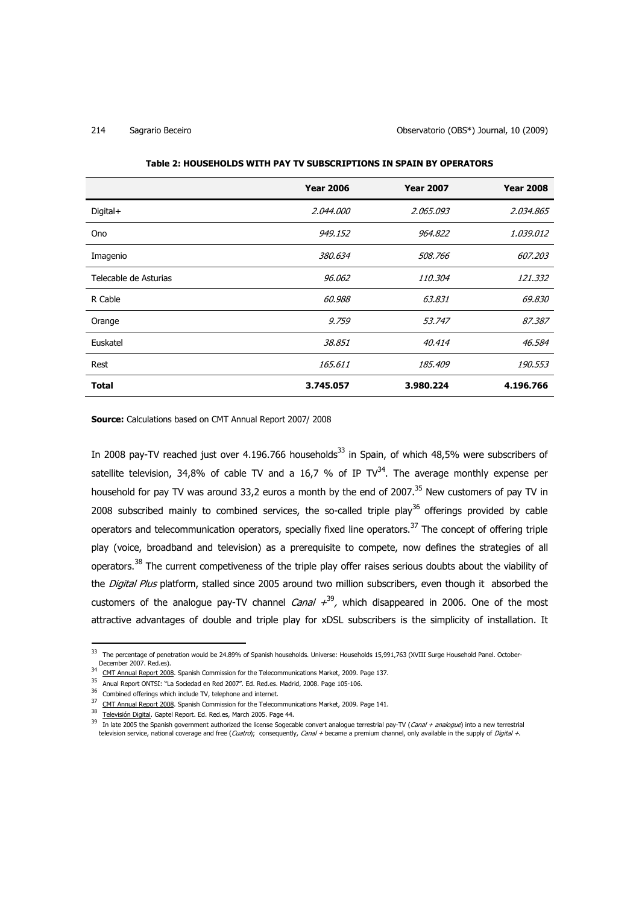**Table 2: HOUSEHOLDS WITH PAY TV SUBSCRIPTIONS IN SPAIN BY OPERATORS**

| | Year 2006 | Year 2007 | Year 2008 |
|---|---|---|---|
| Digital+ | *2.044.000* | *2.065.093* | *2.034.865* |
| Ono | *949.152* | *964.822* | *1.039.012* |
| Imagenio | *380.634* | *508.766* | *607.203* |
| Telecable de Asturias | *96.062* | *110.304* | *121.332* |
| R Cable | *60.988* | *63.831* | *69.830* |
| Orange | *9.759* | *53.747* | *87.387* |
| Euskatel | *38.851* | *40.414* | *46.584* |
| Rest | *165.611* | *185.409* | *190.553* |
| **Total** | **3.745.057** | **3.980.224** | **4.196.766** |

**Source:** Calculations based on CMT Annual Report 2007/ 2008

In 2008 pay-TV reached just over 4.196.766 households[33] in Spain, of which 48,5% were subscribers of satellite television, 34,8% of cable TV and a 16,7 % of IP TV[34]. The average monthly expense per household for pay TV was around 33,2 euros a month by the end of 2007.[35] New customers of pay TV in 2008 subscribed mainly to combined services, the so-called triple play[36] offerings provided by cable operators and telecommunication operators, specially fixed line operators.[37] The concept of offering triple play (voice, broadband and television) as a prerequisite to compete, now defines the strategies of all operators.[38] The current competiveness of the triple play offer raises serious doubts about the viability of the *Digital Plus* platform, stalled since 2005 around two million subscribers, even though it absorbed the customers of the analogue pay-TV channel *Canal +*[39], which disappeared in 2006. One of the most attractive advantages of double and triple play for xDSL subscribers is the simplicity of installation. It

---

[33] The percentage of penetration would be 24.89% of Spanish households. Universe: Households 15,991,763 (XVIII Surge Household Panel. October-December 2007. Red.es).

[34] CMT Annual Report 2008. Spanish Commission for the Telecommunications Market, 2009. Page 137.

[35] Anual Report ONTSI: "La Sociedad en Red 2007". Ed. Red.es. Madrid, 2008. Page 105-106.

[36] Combined offerings which include TV, telephone and internet.

[37] CMT Annual Report 2008. Spanish Commission for the Telecommunications Market, 2009. Page 141.

[38] Televisión Digital. Gaptel Report. Ed. Red.es, March 2005. Page 44.

[39] In late 2005 the Spanish government authorized the license Sogecable convert analogue terrestrial pay-TV (*Canal + analogue*) into a new terrestrial television service, national coverage and free (*Cuatro*); consequently, *Canal +* became a premium channel, only available in the supply of *Digital +*.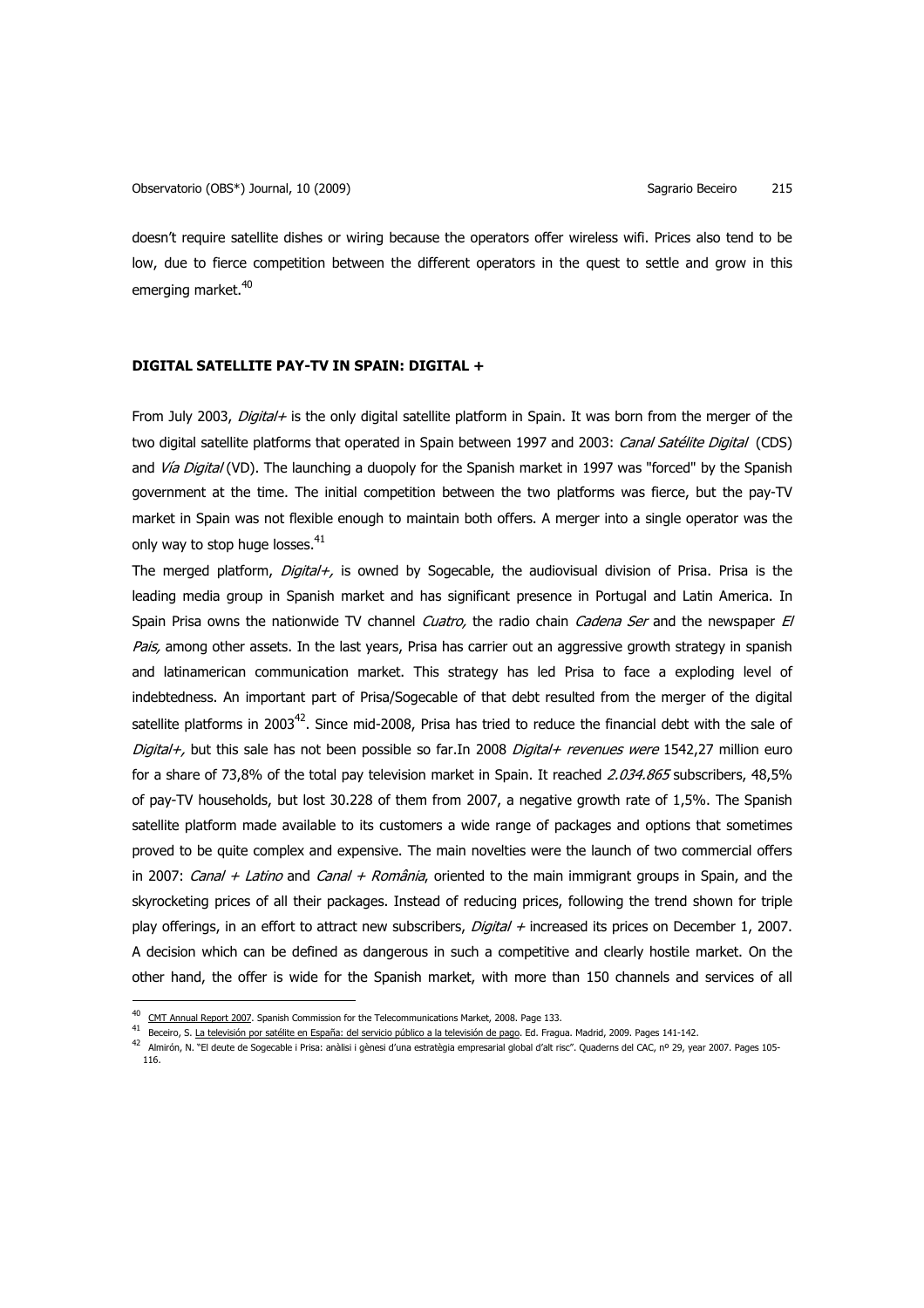doesn't require satellite dishes or wiring because the operators offer wireless wifi. Prices also tend to be low, due to fierce competition between the different operators in the quest to settle and grow in this emerging market.[40]

## DIGITAL SATELLITE PAY-TV IN SPAIN: DIGITAL +

From July 2003, *Digital+* is the only digital satellite platform in Spain. It was born from the merger of the two digital satellite platforms that operated in Spain between 1997 and 2003: *Canal Satélite Digital* (CDS) and *Vía Digital* (VD). The launching a duopoly for the Spanish market in 1997 was "forced" by the Spanish government at the time. The initial competition between the two platforms was fierce, but the pay-TV market in Spain was not flexible enough to maintain both offers. A merger into a single operator was the only way to stop huge losses.[41]

The merged platform, *Digital+,* is owned by Sogecable, the audiovisual division of Prisa. Prisa is the leading media group in Spanish market and has significant presence in Portugal and Latin America. In Spain Prisa owns the nationwide TV channel *Cuatro,* the radio chain *Cadena Ser* and the newspaper *El Pais,* among other assets. In the last years, Prisa has carrier out an aggressive growth strategy in spanish and latinamerican communication market. This strategy has led Prisa to face a exploding level of indebtedness. An important part of Prisa/Sogecable of that debt resulted from the merger of the digital satellite platforms in 2003[42]. Since mid-2008, Prisa has tried to reduce the financial debt with the sale of *Digital+,* but this sale has not been possible so far.In 2008 *Digital+ revenues were* 1542,27 million euro for a share of 73,8% of the total pay television market in Spain. It reached *2.034.865* subscribers, 48,5% of pay-TV households, but lost 30.228 of them from 2007, a negative growth rate of 1,5%. The Spanish satellite platform made available to its customers a wide range of packages and options that sometimes proved to be quite complex and expensive. The main novelties were the launch of two commercial offers in 2007: *Canal + Latino* and *Canal + România*, oriented to the main immigrant groups in Spain, and the skyrocketing prices of all their packages. Instead of reducing prices, following the trend shown for triple play offerings, in an effort to attract new subscribers, *Digital +* increased its prices on December 1, 2007. A decision which can be defined as dangerous in such a competitive and clearly hostile market. On the other hand, the offer is wide for the Spanish market, with more than 150 channels and services of all

[40] CMT Annual Report 2007. Spanish Commission for the Telecommunications Market, 2008. Page 133.

[41] Beceiro, S. La televisión por satélite en España: del servicio público a la televisión de pago. Ed. Fragua. Madrid, 2009. Pages 141-142.

[42] Almirón, N. "El deute de Sogecable i Prisa: anàlisi i gènesi d'una estratègia empresarial global d'alt risc". Quaderns del CAC, nº 29, year 2007. Pages 105-116.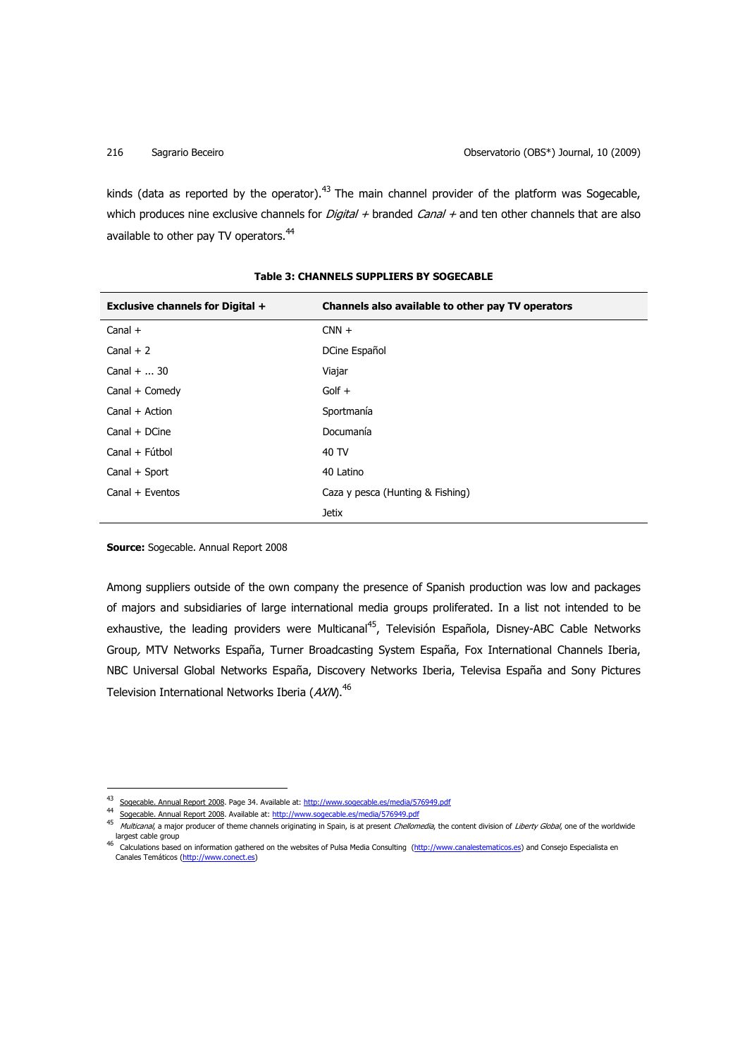kinds (data as reported by the operator).[43] The main channel provider of the platform was Sogecable, which produces nine exclusive channels for *Digital +* branded *Canal +* and ten other channels that are also available to other pay TV operators.[44]

**Table 3: CHANNELS SUPPLIERS BY SOGECABLE**

| Exclusive channels for Digital + | Channels also available to other pay TV operators |
|---|---|
| Canal + | CNN + |
| Canal + 2 | DCine Español |
| Canal + ... 30 | Viajar |
| Canal + Comedy | Golf + |
| Canal + Action | Sportmanía |
| Canal + DCine | Documanía |
| Canal + Fútbol | 40 TV |
| Canal + Sport | 40 Latino |
| Canal + Eventos | Caza y pesca (Hunting & Fishing) |
| | Jetix |

**Source:** Sogecable. Annual Report 2008

Among suppliers outside of the own company the presence of Spanish production was low and packages of majors and subsidiaries of large international media groups proliferated. In a list not intended to be exhaustive, the leading providers were Multicanal[45], Televisión Española, Disney-ABC Cable Networks Group, MTV Networks España, Turner Broadcasting System España, Fox International Channels Iberia, NBC Universal Global Networks España, Discovery Networks Iberia, Televisa España and Sony Pictures Television International Networks Iberia (*AXN*).[46]

---

[43] Sogecable. Annual Report 2008. Page 34. Available at: http://www.sogecable.es/media/576949.pdf

[44] Sogecable. Annual Report 2008. Available at: http://www.sogecable.es/media/576949.pdf

[45] *Multicanal*, a major producer of theme channels originating in Spain, is at present *Chellomedia*, the content division of *Liberty Global*, one of the worldwide largest cable group

[46] Calculations based on information gathered on the websites of Pulsa Media Consulting (http://www.canalestematicos.es) and Consejo Especialista en Canales Temáticos (http://www.conect.es)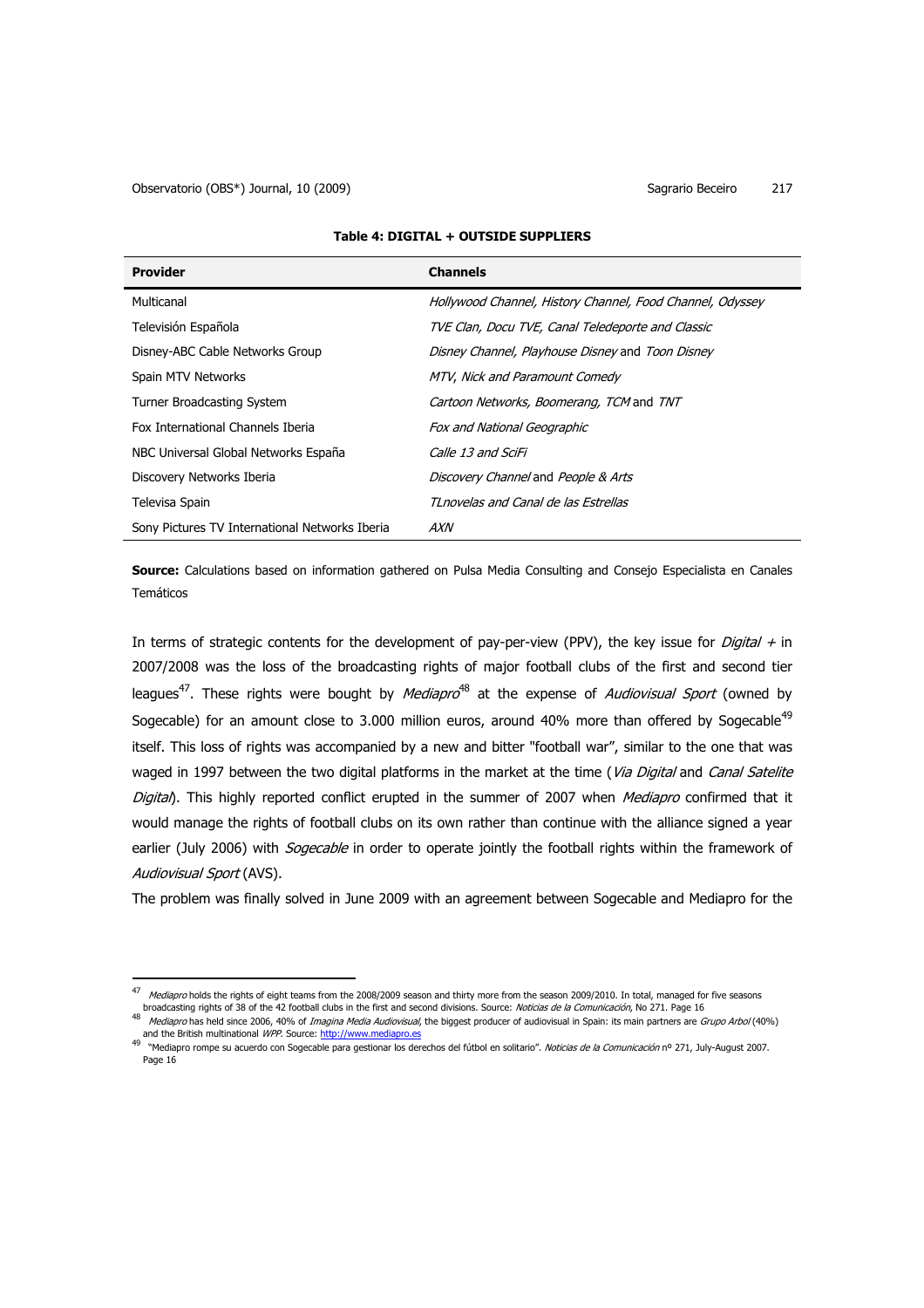**Table 4: DIGITAL + OUTSIDE SUPPLIERS**

| Provider | Channels |
|---|---|
| Multicanal | *Hollywood Channel, History Channel, Food Channel, Odyssey* |
| Televisión Española | *TVE Clan, Docu TVE, Canal Teledeporte and Classic* |
| Disney-ABC Cable Networks Group | *Disney Channel, Playhouse Disney* and *Toon Disney* |
| Spain MTV Networks | *MTV, Nick and Paramount Comedy* |
| Turner Broadcasting System | *Cartoon Networks, Boomerang, TCM* and *TNT* |
| Fox International Channels Iberia | *Fox and National Geographic* |
| NBC Universal Global Networks España | *Calle 13 and SciFi* |
| Discovery Networks Iberia | *Discovery Channel* and *People & Arts* |
| Televisa Spain | *TLnovelas and Canal de las Estrellas* |
| Sony Pictures TV International Networks Iberia | *AXN* |

**Source:** Calculations based on information gathered on Pulsa Media Consulting and Consejo Especialista en Canales Temáticos

In terms of strategic contents for the development of pay-per-view (PPV), the key issue for *Digital +* in 2007/2008 was the loss of the broadcasting rights of major football clubs of the first and second tier leagues[47]. These rights were bought by *Mediapro*[48] at the expense of *Audiovisual Sport* (owned by Sogecable) for an amount close to 3.000 million euros, around 40% more than offered by Sogecable[49] itself. This loss of rights was accompanied by a new and bitter "football war", similar to the one that was waged in 1997 between the two digital platforms in the market at the time (*Via Digital* and *Canal Satelite Digital*). This highly reported conflict erupted in the summer of 2007 when *Mediapro* confirmed that it would manage the rights of football clubs on its own rather than continue with the alliance signed a year earlier (July 2006) with *Sogecable* in order to operate jointly the football rights within the framework of *Audiovisual Sport* (AVS).

The problem was finally solved in June 2009 with an agreement between Sogecable and Mediapro for the

---

[47] *Mediapro* holds the rights of eight teams from the 2008/2009 season and thirty more from the season 2009/2010. In total, managed for five seasons broadcasting rights of 38 of the 42 football clubs in the first and second divisions. Source: *Noticias de la Comunicación*, No 271. Page 16

[48] *Mediapro* has held since 2006, 40% of *Imagina Media Audiovisual*, the biggest producer of audiovisual in Spain: its main partners are *Grupo Arbol* (40%) and the British multinational *WPP*. Source: http://www.mediapro.es

[49] "Mediapro rompe su acuerdo con Sogecable para gestionar los derechos del fútbol en solitario". *Noticias de la Comunicación* nº 271, July-August 2007. Page 16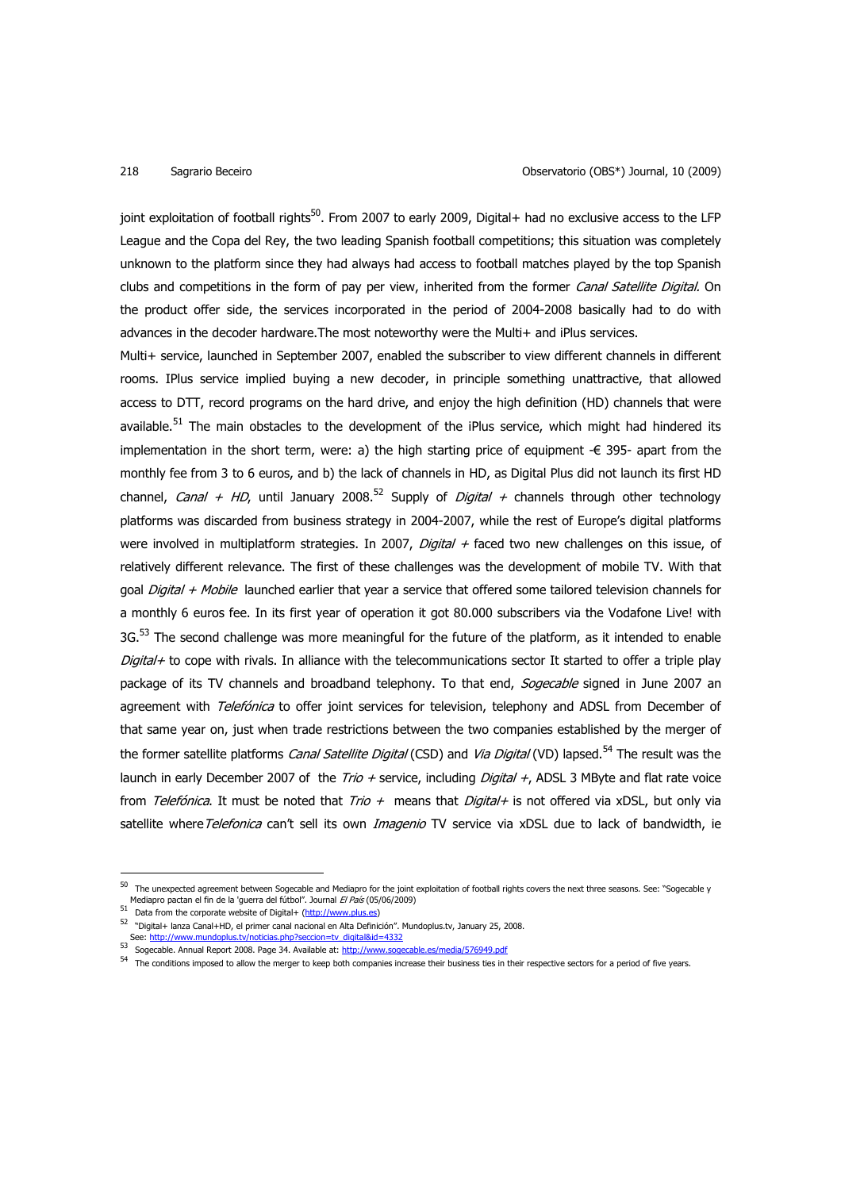joint exploitation of football rights[50]. From 2007 to early 2009, Digital+ had no exclusive access to the LFP League and the Copa del Rey, the two leading Spanish football competitions; this situation was completely unknown to the platform since they had always had access to football matches played by the top Spanish clubs and competitions in the form of pay per view, inherited from the former *Canal Satellite Digital.* On the product offer side, the services incorporated in the period of 2004-2008 basically had to do with advances in the decoder hardware.The most noteworthy were the Multi+ and iPlus services.

Multi+ service, launched in September 2007, enabled the subscriber to view different channels in different rooms. IPlus service implied buying a new decoder, in principle something unattractive, that allowed access to DTT, record programs on the hard drive, and enjoy the high definition (HD) channels that were available.[51] The main obstacles to the development of the iPlus service, which might had hindered its implementation in the short term, were: a) the high starting price of equipment -€ 395- apart from the monthly fee from 3 to 6 euros, and b) the lack of channels in HD, as Digital Plus did not launch its first HD channel, *Canal + HD*, until January 2008.[52] Supply of *Digital +* channels through other technology platforms was discarded from business strategy in 2004-2007, while the rest of Europe's digital platforms were involved in multiplatform strategies. In 2007, *Digital +* faced two new challenges on this issue, of relatively different relevance. The first of these challenges was the development of mobile TV. With that goal *Digital + Mobile* launched earlier that year a service that offered some tailored television channels for a monthly 6 euros fee. In its first year of operation it got 80.000 subscribers via the Vodafone Live! with 3G.[53] The second challenge was more meaningful for the future of the platform, as it intended to enable *Digital+* to cope with rivals. In alliance with the telecommunications sector It started to offer a triple play package of its TV channels and broadband telephony. To that end, *Sogecable* signed in June 2007 an agreement with *Telefónica* to offer joint services for television, telephony and ADSL from December of that same year on, just when trade restrictions between the two companies established by the merger of the former satellite platforms *Canal Satellite Digital* (CSD) and *Via Digital* (VD) lapsed.[54] The result was the launch in early December 2007 of the *Trio +* service, including *Digital +*, ADSL 3 MByte and flat rate voice from *Telefónica*. It must be noted that *Trio +* means that *Digital+* is not offered via xDSL, but only via satellite where *Telefonica* can't sell its own *Imagenio* TV service via xDSL due to lack of bandwidth, ie

---

[50] The unexpected agreement between Sogecable and Mediapro for the joint exploitation of football rights covers the next three seasons. See: "Sogecable y Mediapro pactan el fin de la 'guerra del fútbol". Journal *El País* (05/06/2009)

[51] Data from the corporate website of Digital+ (http://www.plus.es)

[52] "Digital+ lanza Canal+HD, el primer canal nacional en Alta Definición". Mundoplus.tv, January 25, 2008. See: http://www.mundoplus.tv/noticias.php?seccion=tv_digital&id=4332

[53] Sogecable. Annual Report 2008. Page 34. Available at: http://www.sogecable.es/media/576949.pdf

[54] The conditions imposed to allow the merger to keep both companies increase their business ties in their respective sectors for a period of five years.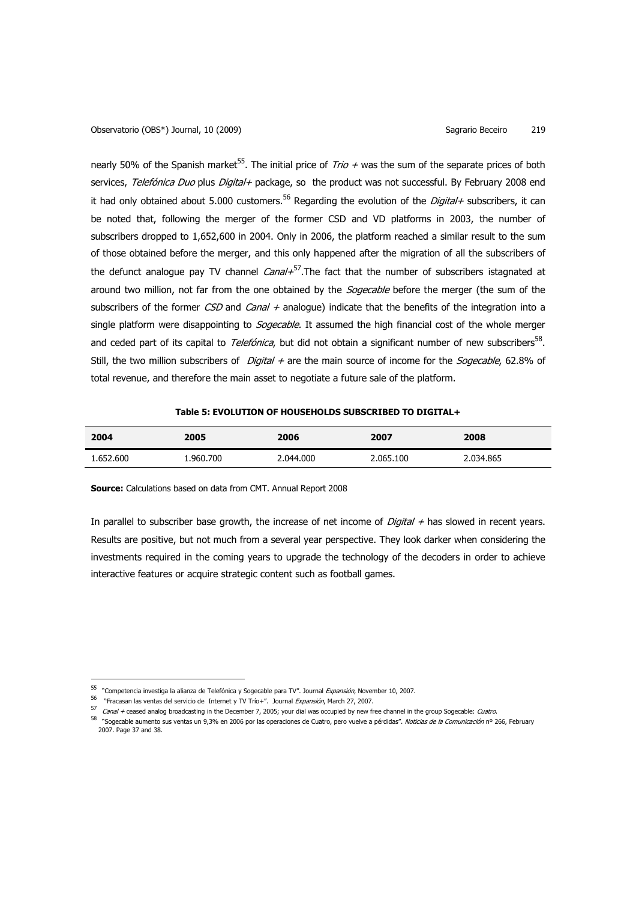nearly 50% of the Spanish market[55]. The initial price of *Trio +* was the sum of the separate prices of both services, *Telefónica Duo* plus *Digital+* package, so the product was not successful. By February 2008 end it had only obtained about 5.000 customers.[56] Regarding the evolution of the *Digital+* subscribers, it can be noted that, following the merger of the former CSD and VD platforms in 2003, the number of subscribers dropped to 1,652,600 in 2004. Only in 2006, the platform reached a similar result to the sum of those obtained before the merger, and this only happened after the migration of all the subscribers of the defunct analogue pay TV channel *Canal+*[57].The fact that the number of subscribers istagnated at around two million, not far from the one obtained by the *Sogecable* before the merger (the sum of the subscribers of the former *CSD* and *Canal +* analogue) indicate that the benefits of the integration into a single platform were disappointing to *Sogecable.* It assumed the high financial cost of the whole merger and ceded part of its capital to *Telefónica*, but did not obtain a significant number of new subscribers[58]. Still, the two million subscribers of *Digital +* are the main source of income for the *Sogecable*, 62.8% of total revenue, and therefore the main asset to negotiate a future sale of the platform.

**Table 5: EVOLUTION OF HOUSEHOLDS SUBSCRIBED TO DIGITAL+**

| 2004 | 2005 | 2006 | 2007 | 2008 |
|---|---|---|---|---|
| 1.652.600 | 1.960.700 | 2.044.000 | 2.065.100 | 2.034.865 |

**Source:** Calculations based on data from CMT. Annual Report 2008

In parallel to subscriber base growth, the increase of net income of *Digital +* has slowed in recent years. Results are positive, but not much from a several year perspective. They look darker when considering the investments required in the coming years to upgrade the technology of the decoders in order to achieve interactive features or acquire strategic content such as football games.

[55] "Competencia investiga la alianza de Telefónica y Sogecable para TV". Journal *Expansión*, November 10, 2007.

[56] "Fracasan las ventas del servicio de Internet y TV Trío+". Journal *Expansión*, March 27, 2007.

[57] *Canal +* ceased analog broadcasting in the December 7, 2005; your dial was occupied by new free channel in the group Sogecable: *Cuatro*.

[58] "Sogecable aumento sus ventas un 9,3% en 2006 por las operaciones de Cuatro, pero vuelve a pérdidas". *Noticias de la Comunicación* nº 266, February 2007. Page 37 and 38.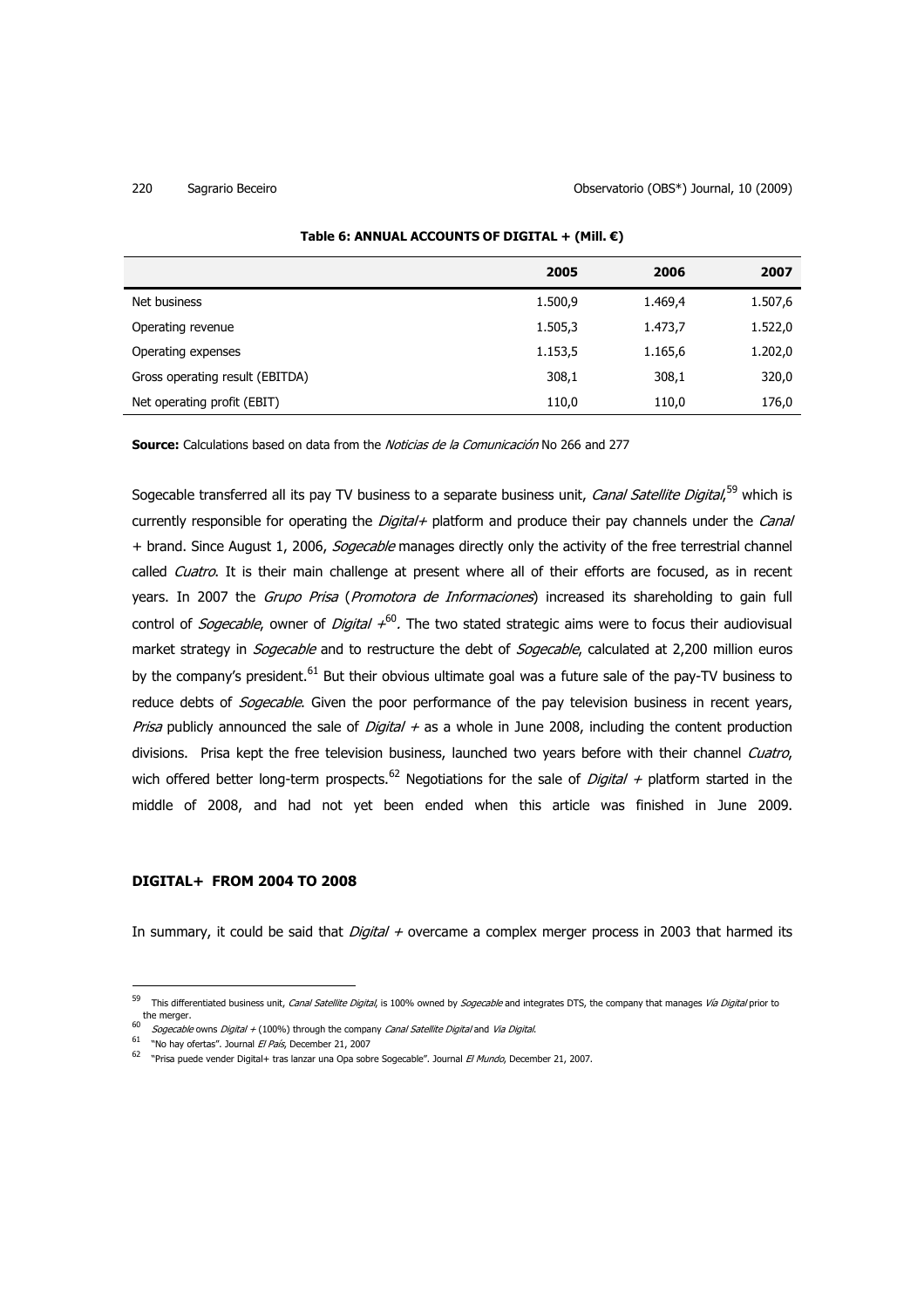**Table 6: ANNUAL ACCOUNTS OF DIGITAL + (Mill. €)**

| | 2005 | 2006 | 2007 |
|---|---|---|---|
| Net business | 1.500,9 | 1.469,4 | 1.507,6 |
| Operating revenue | 1.505,3 | 1.473,7 | 1.522,0 |
| Operating expenses | 1.153,5 | 1.165,6 | 1.202,0 |
| Gross operating result (EBITDA) | 308,1 | 308,1 | 320,0 |
| Net operating profit (EBIT) | 110,0 | 110,0 | 176,0 |

**Source:** Calculations based on data from the *Noticias de la Comunicación* No 266 and 277

Sogecable transferred all its pay TV business to a separate business unit, *Canal Satellite Digital*,[59] which is currently responsible for operating the *Digital+* platform and produce their pay channels under the *Canal +* brand. Since August 1, 2006, *Sogecable* manages directly only the activity of the free terrestrial channel called *Cuatro*. It is their main challenge at present where all of their efforts are focused, as in recent years. In 2007 the *Grupo Prisa* (*Promotora de Informaciones*) increased its shareholding to gain full control of *Sogecable*, owner of *Digital +*[60]. The two stated strategic aims were to focus their audiovisual market strategy in *Sogecable* and to restructure the debt of *Sogecable*, calculated at 2,200 million euros by the company's president.[61] But their obvious ultimate goal was a future sale of the pay-TV business to reduce debts of *Sogecable*. Given the poor performance of the pay television business in recent years, *Prisa* publicly announced the sale of *Digital +* as a whole in June 2008, including the content production divisions. Prisa kept the free television business, launched two years before with their channel *Cuatro*, wich offered better long-term prospects.[62] Negotiations for the sale of *Digital +* platform started in the middle of 2008, and had not yet been ended when this article was finished in June 2009.

## DIGITAL+ FROM 2004 TO 2008

In summary, it could be said that *Digital +* overcame a complex merger process in 2003 that harmed its

---

[59] This differentiated business unit, *Canal Satellite Digital*, is 100% owned by *Sogecable* and integrates DTS, the company that manages *Vía Digital* prior to the merger.

[60] *Sogecable* owns *Digital +* (100%) through the company *Canal Satellite Digital* and *Via Digital*.

[61] "No hay ofertas". Journal *El País*, December 21, 2007

[62] "Prisa puede vender Digital+ tras lanzar una Opa sobre Sogecable". Journal *El Mundo*, December 21, 2007.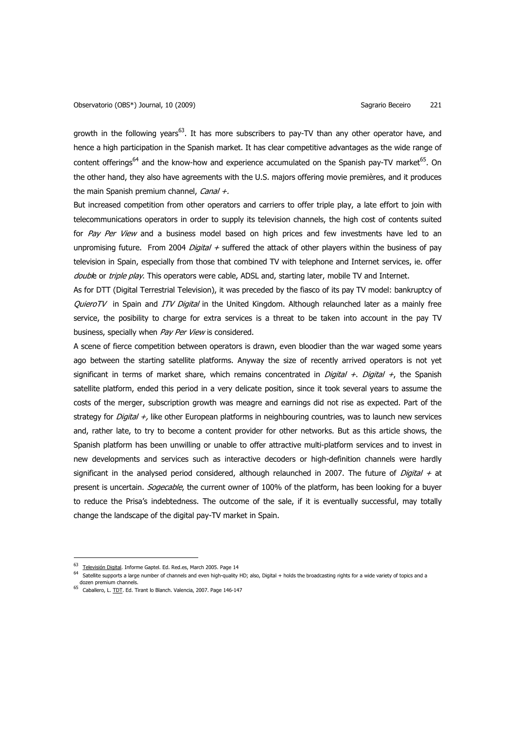growth in the following years[63]. It has more subscribers to pay-TV than any other operator have, and hence a high participation in the Spanish market. It has clear competitive advantages as the wide range of content offerings[64] and the know-how and experience accumulated on the Spanish pay-TV market[65]. On the other hand, they also have agreements with the U.S. majors offering movie premières, and it produces the main Spanish premium channel, *Canal +.*

But increased competition from other operators and carriers to offer triple play, a late effort to join with telecommunications operators in order to supply its television channels, the high cost of contents suited for *Pay Per View* and a business model based on high prices and few investments have led to an unpromising future. From 2004 *Digital +* suffered the attack of other players within the business of pay television in Spain, especially from those that combined TV with telephone and Internet services, ie. offer *double* or *triple play*. This operators were cable, ADSL and, starting later, mobile TV and Internet.

As for DTT (Digital Terrestrial Television), it was preceded by the fiasco of its pay TV model: bankruptcy of *QuieroTV* in Spain and *ITV Digital* in the United Kingdom. Although relaunched later as a mainly free service, the posibility to charge for extra services is a threat to be taken into account in the pay TV business, specially when *Pay Per View* is considered.

A scene of fierce competition between operators is drawn, even bloodier than the war waged some years ago between the starting satellite platforms. Anyway the size of recently arrived operators is not yet significant in terms of market share, which remains concentrated in *Digital +*. *Digital +*, the Spanish satellite platform, ended this period in a very delicate position, since it took several years to assume the costs of the merger, subscription growth was meagre and earnings did not rise as expected. Part of the strategy for *Digital +,* like other European platforms in neighbouring countries, was to launch new services and, rather late, to try to become a content provider for other networks. But as this article shows, the Spanish platform has been unwilling or unable to offer attractive multi-platform services and to invest in new developments and services such as interactive decoders or high-definition channels were hardly significant in the analysed period considered, although relaunched in 2007. The future of *Digital +* at present is uncertain. *Sogecable*, the current owner of 100% of the platform, has been looking for a buyer to reduce the Prisa's indebtedness. The outcome of the sale, if it is eventually successful, may totally change the landscape of the digital pay-TV market in Spain.

---

[63] Televisión Digital. Informe Gaptel. Ed. Red.es, March 2005. Page 14

[64] Satellite supports a large number of channels and even high-quality HD; also, Digital + holds the broadcasting rights for a wide variety of topics and a dozen premium channels.

[65] Caballero, L. TDT. Ed. Tirant lo Blanch. Valencia, 2007. Page 146-147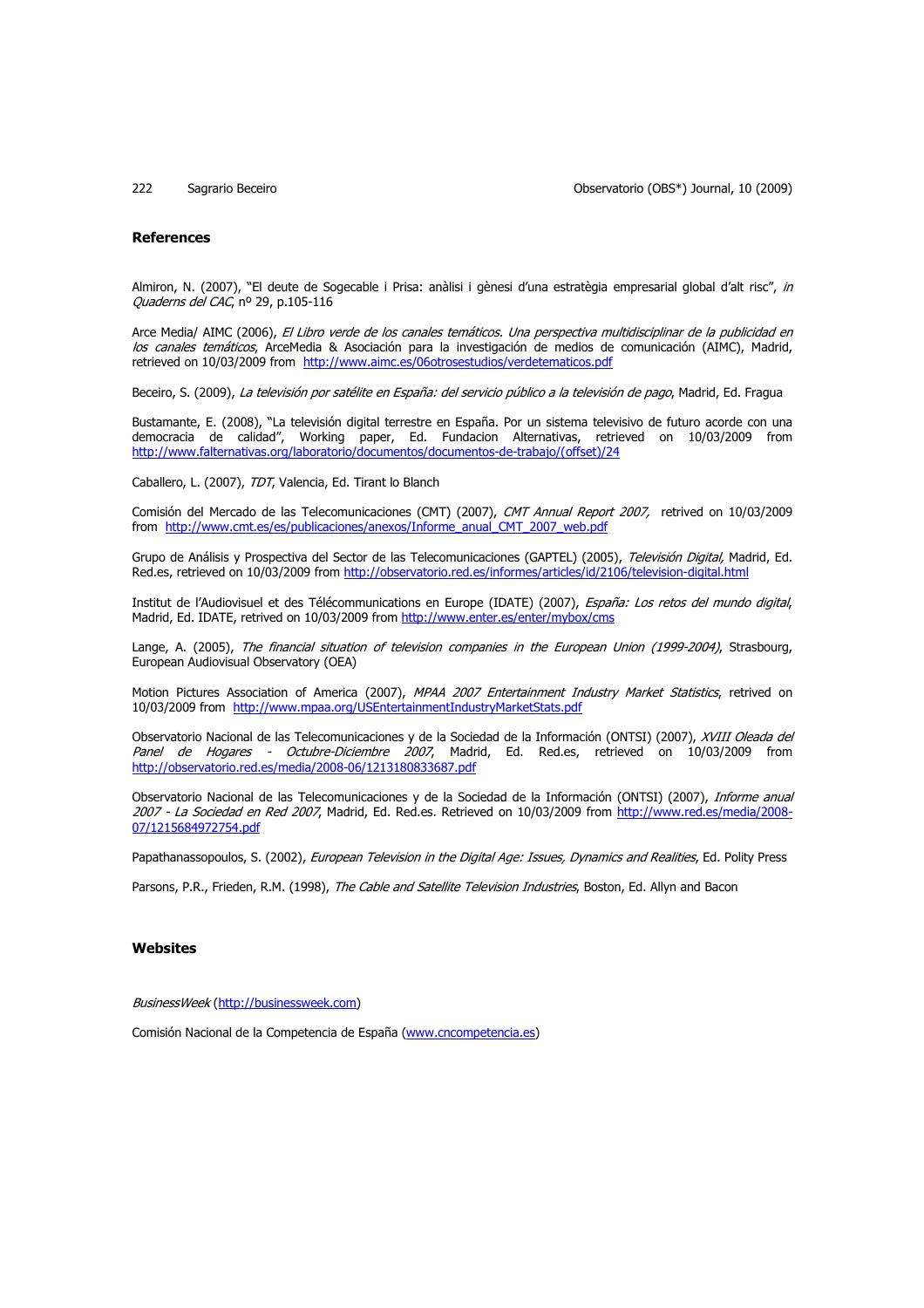## References

Almiron, N. (2007), "El deute de Sogecable i Prisa: anàlisi i gènesi d'una estratègia empresarial global d'alt risc", *in Quaderns del CAC*, nº 29, p.105-116

Arce Media/ AIMC (2006), *El Libro verde de los canales temáticos. Una perspectiva multidisciplinar de la publicidad en los canales temáticos*, ArceMedia & Asociación para la investigación de medios de comunicación (AIMC), Madrid, retrieved on 10/03/2009 from http://www.aimc.es/06otrosestudios/verdetematicos.pdf

Beceiro, S. (2009), *La televisión por satélite en España: del servicio público a la televisión de pago*, Madrid, Ed. Fragua

Bustamante, E. (2008), "La televisión digital terrestre en España. Por un sistema televisivo de futuro acorde con una democracia de calidad", Working paper, Ed. Fundacion Alternativas, retrieved on 10/03/2009 from http://www.falternativas.org/laboratorio/documentos/documentos-de-trabajo/(offset)/24

Caballero, L. (2007), *TDT*, Valencia, Ed. Tirant lo Blanch

Comisión del Mercado de las Telecomunicaciones (CMT) (2007), *CMT Annual Report 2007*, retrived on 10/03/2009 from http://www.cmt.es/es/publicaciones/anexos/Informe_anual_CMT_2007_web.pdf

Grupo de Análisis y Prospectiva del Sector de las Telecomunicaciones (GAPTEL) (2005), *Televisión Digital*, Madrid, Ed. Red.es, retrieved on 10/03/2009 from http://observatorio.red.es/informes/articles/id/2106/television-digital.html

Institut de l'Audiovisuel et des Télécommunications en Europe (IDATE) (2007), *España: Los retos del mundo digital*, Madrid, Ed. IDATE, retrived on 10/03/2009 from http://www.enter.es/enter/mybox/cms

Lange, A. (2005), *The financial situation of television companies in the European Union (1999-2004)*, Strasbourg, European Audiovisual Observatory (OEA)

Motion Pictures Association of America (2007), *MPAA 2007 Entertainment Industry Market Statistics*, retrived on 10/03/2009 from http://www.mpaa.org/USEntertainmentIndustryMarketStats.pdf

Observatorio Nacional de las Telecomunicaciones y de la Sociedad de la Información (ONTSI) (2007), *XVIII Oleada del Panel de Hogares - Octubre-Diciembre 2007*, Madrid, Ed. Red.es, retrieved on 10/03/2009 from http://observatorio.red.es/media/2008-06/1213180833687.pdf

Observatorio Nacional de las Telecomunicaciones y de la Sociedad de la Información (ONTSI) (2007), *Informe anual 2007 - La Sociedad en Red 2007*, Madrid, Ed. Red.es. Retrieved on 10/03/2009 from http://www.red.es/media/2008-07/1215684972754.pdf

Papathanassopoulos, S. (2002), *European Television in the Digital Age: Issues, Dynamics and Realities*, Ed. Polity Press

Parsons, P.R., Frieden, R.M. (1998), *The Cable and Satellite Television Industries*, Boston, Ed. Allyn and Bacon

## Websites

*BusinessWeek* (http://businessweek.com)

Comisión Nacional de la Competencia de España (www.cncompetencia.es)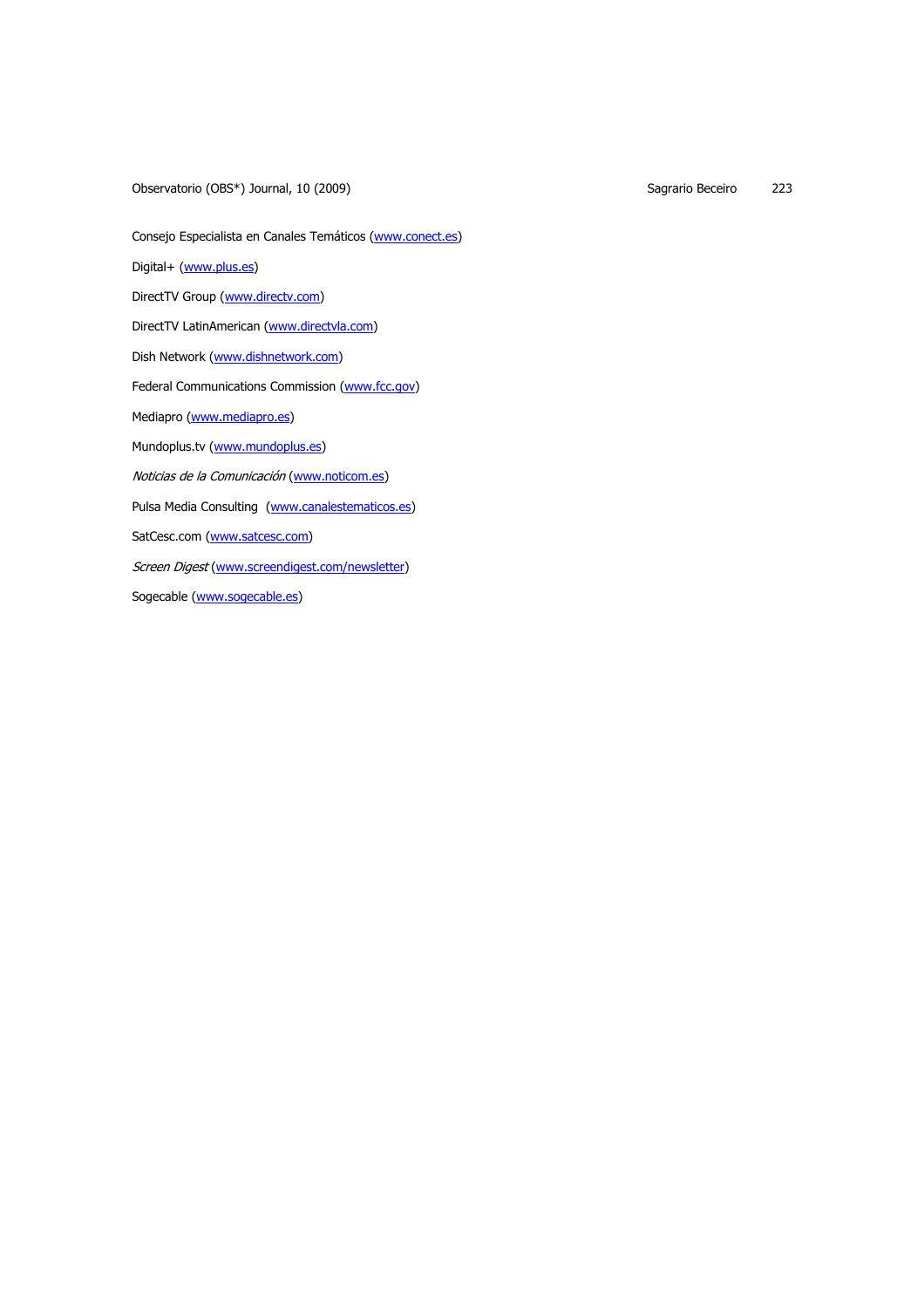Consejo Especialista en Canales Temáticos (www.conect.es)

Digital+ (www.plus.es)

DirectTV Group (www.directv.com)

DirectTV LatinAmerican (www.directvla.com)

Dish Network (www.dishnetwork.com)

Federal Communications Commission (www.fcc.gov)

Mediapro (www.mediapro.es)

Mundoplus.tv (www.mundoplus.es)

*Noticias de la Comunicación* (www.noticom.es)

Pulsa Media Consulting (www.canalestematicos.es)

SatCesc.com (www.satcesc.com)

*Screen Digest* (www.screendigest.com/newsletter)

Sogecable (www.sogecable.es)